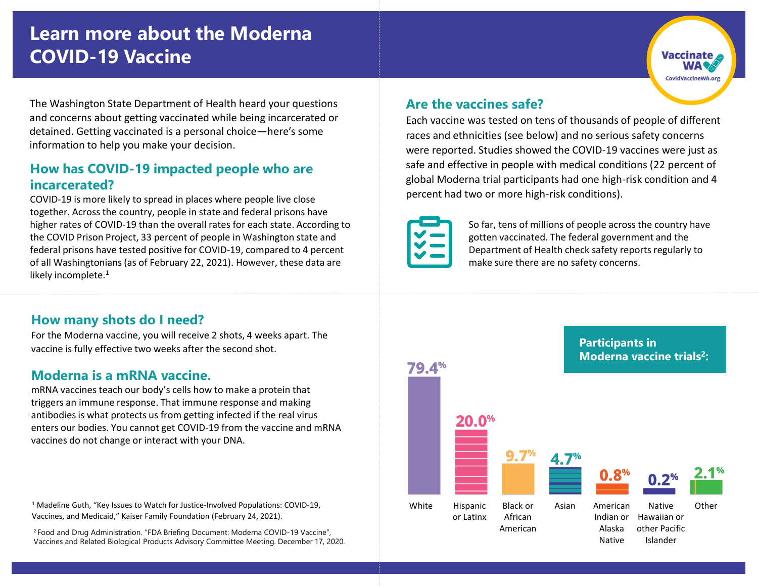# Learn more about the Moderna COVID-19 Vaccine

Vaccinate WA
CovidVaccineWA.org

The Washington State Department of Health heard your questions and concerns about getting vaccinated while being incarcerated or detained. Getting vaccinated is a personal choice—here's some information to help you make your decision.

## How has COVID-19 impacted people who are incarcerated?

COVID-19 is more likely to spread in places where people live close together. Across the country, people in state and federal prisons have higher rates of COVID-19 than the overall rates for each state. According to the COVID Prison Project, 33 percent of people in Washington state and federal prisons have tested positive for COVID-19, compared to 4 percent of all Washingtonians (as of February 22, 2021). However, these data are likely incomplete.[1]

## How many shots do I need?

For the Moderna vaccine, you will receive 2 shots, 4 weeks apart. The vaccine is fully effective two weeks after the second shot.

## Moderna is a mRNA vaccine.

mRNA vaccines teach our body's cells how to make a protein that triggers an immune response. That immune response and making antibodies is what protects us from getting infected if the real virus enters our bodies. You cannot get COVID-19 from the vaccine and mRNA vaccines do not change or interact with your DNA.

## Are the vaccines safe?

Each vaccine was tested on tens of thousands of people of different races and ethnicities (see below) and no serious safety concerns were reported. Studies showed the COVID-19 vaccines were just as safe and effective in people with medical conditions (22 percent of global Moderna trial participants had one high-risk condition and 4 percent had two or more high-risk conditions).

So far, tens of millions of people across the country have gotten vaccinated. The federal government and the Department of Health check safety reports regularly to make sure there are no safety concerns.

**Participants in Moderna vaccine trials[2]:**

| White | Hispanic or Latinx | Black or African American | Asian | American Indian or Alaska Native | Native Hawaiian or other Pacific Islander | Other |
|---|---|---|---|---|---|---|
| 79.4% | 20.0% | 9.7% | 4.7% | 0.8% | 0.2% | 2.1% |

[1] Madeline Guth, "Key Issues to Watch for Justice-Involved Populations: COVID-19, Vaccines, and Medicaid," Kaiser Family Foundation (February 24, 2021).

[2] Food and Drug Administration. "FDA Briefing Document: Moderna COVID-19 Vaccine", Vaccines and Related Biological Products Advisory Committee Meeting. December 17, 2020.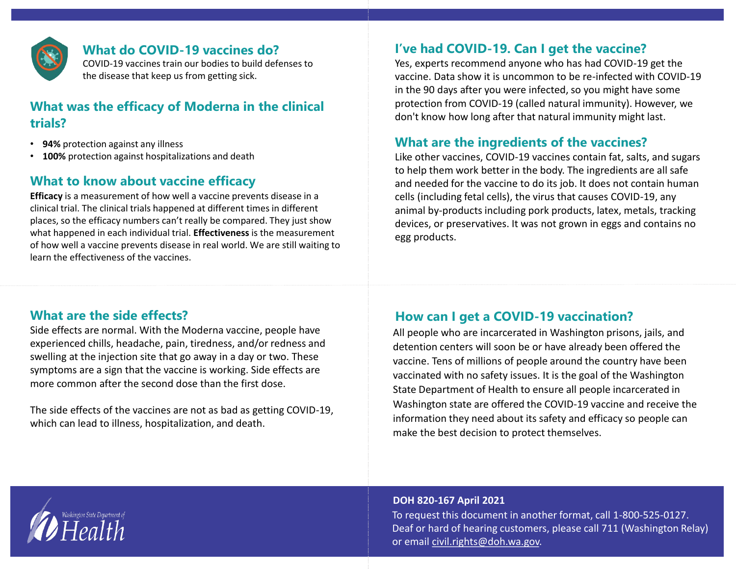## What do COVID-19 vaccines do?

COVID-19 vaccines train our bodies to build defenses to the disease that keep us from getting sick.

## What was the efficacy of Moderna in the clinical trials?

- **94%** protection against any illness
- **100%** protection against hospitalizations and death

## What to know about vaccine efficacy

**Efficacy** is a measurement of how well a vaccine prevents disease in a clinical trial. The clinical trials happened at different times in different places, so the efficacy numbers can't really be compared. They just show what happened in each individual trial. **Effectiveness** is the measurement of how well a vaccine prevents disease in real world. We are still waiting to learn the effectiveness of the vaccines.

## I've had COVID-19. Can I get the vaccine?

Yes, experts recommend anyone who has had COVID-19 get the vaccine. Data show it is uncommon to be re-infected with COVID-19 in the 90 days after you were infected, so you might have some protection from COVID-19 (called natural immunity). However, we don't know how long after that natural immunity might last.

## What are the ingredients of the vaccines?

Like other vaccines, COVID-19 vaccines contain fat, salts, and sugars to help them work better in the body. The ingredients are all safe and needed for the vaccine to do its job. It does not contain human cells (including fetal cells), the virus that causes COVID-19, any animal by-products including pork products, latex, metals, tracking devices, or preservatives. It was not grown in eggs and contains no egg products.

## What are the side effects?

Side effects are normal. With the Moderna vaccine, people have experienced chills, headache, pain, tiredness, and/or redness and swelling at the injection site that go away in a day or two. These symptoms are a sign that the vaccine is working. Side effects are more common after the second dose than the first dose.

The side effects of the vaccines are not as bad as getting COVID-19, which can lead to illness, hospitalization, and death.

## How can I get a COVID-19 vaccination?

All people who are incarcerated in Washington prisons, jails, and detention centers will soon be or have already been offered the vaccine. Tens of millions of people around the country have been vaccinated with no safety issues. It is the goal of the Washington State Department of Health to ensure all people incarcerated in Washington state are offered the COVID-19 vaccine and receive the information they need about its safety and efficacy so people can make the best decision to protect themselves.

Washington State Department of Health

**DOH 820-167 April 2021**

To request this document in another format, call 1-800-525-0127. Deaf or hard of hearing customers, please call 711 (Washington Relay) or email civil.rights@doh.wa.gov.